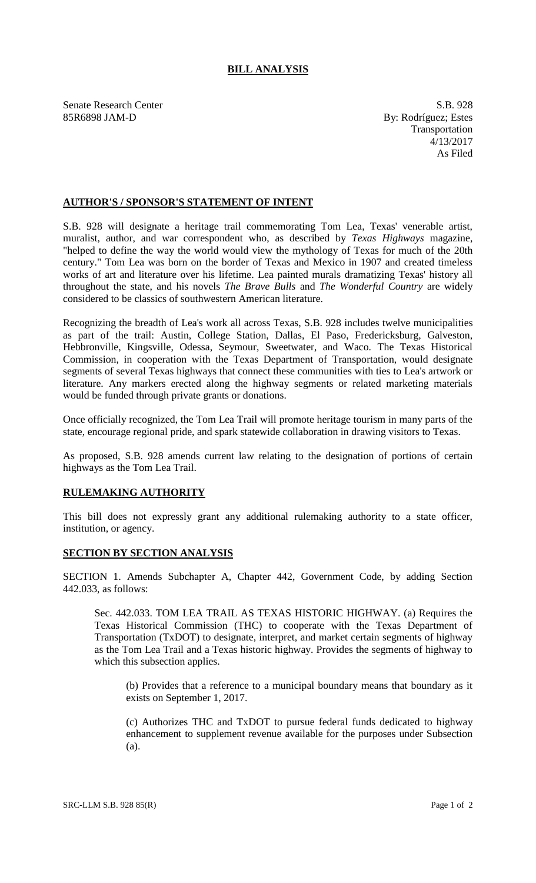# BILL ANALYSIS

Senate Research Center
85R6898 JAM-D

S.B. 928
By: Rodríguez; Estes
Transportation
4/13/2017
As Filed

## AUTHOR'S / SPONSOR'S STATEMENT OF INTENT

S.B. 928 will designate a heritage trail commemorating Tom Lea, Texas' venerable artist, muralist, author, and war correspondent who, as described by *Texas Highways* magazine, "helped to define the way the world would view the mythology of Texas for much of the 20th century." Tom Lea was born on the border of Texas and Mexico in 1907 and created timeless works of art and literature over his lifetime. Lea painted murals dramatizing Texas' history all throughout the state, and his novels *The Brave Bulls* and *The Wonderful Country* are widely considered to be classics of southwestern American literature.

Recognizing the breadth of Lea's work all across Texas, S.B. 928 includes twelve municipalities as part of the trail: Austin, College Station, Dallas, El Paso, Fredericksburg, Galveston, Hebbronville, Kingsville, Odessa, Seymour, Sweetwater, and Waco. The Texas Historical Commission, in cooperation with the Texas Department of Transportation, would designate segments of several Texas highways that connect these communities with ties to Lea's artwork or literature. Any markers erected along the highway segments or related marketing materials would be funded through private grants or donations.

Once officially recognized, the Tom Lea Trail will promote heritage tourism in many parts of the state, encourage regional pride, and spark statewide collaboration in drawing visitors to Texas.

As proposed, S.B. 928 amends current law relating to the designation of portions of certain highways as the Tom Lea Trail.

## RULEMAKING AUTHORITY

This bill does not expressly grant any additional rulemaking authority to a state officer, institution, or agency.

## SECTION BY SECTION ANALYSIS

SECTION 1. Amends Subchapter A, Chapter 442, Government Code, by adding Section 442.033, as follows:

Sec. 442.033. TOM LEA TRAIL AS TEXAS HISTORIC HIGHWAY. (a) Requires the Texas Historical Commission (THC) to cooperate with the Texas Department of Transportation (TxDOT) to designate, interpret, and market certain segments of highway as the Tom Lea Trail and a Texas historic highway. Provides the segments of highway to which this subsection applies.

(b) Provides that a reference to a municipal boundary means that boundary as it exists on September 1, 2017.

(c) Authorizes THC and TxDOT to pursue federal funds dedicated to highway enhancement to supplement revenue available for the purposes under Subsection (a).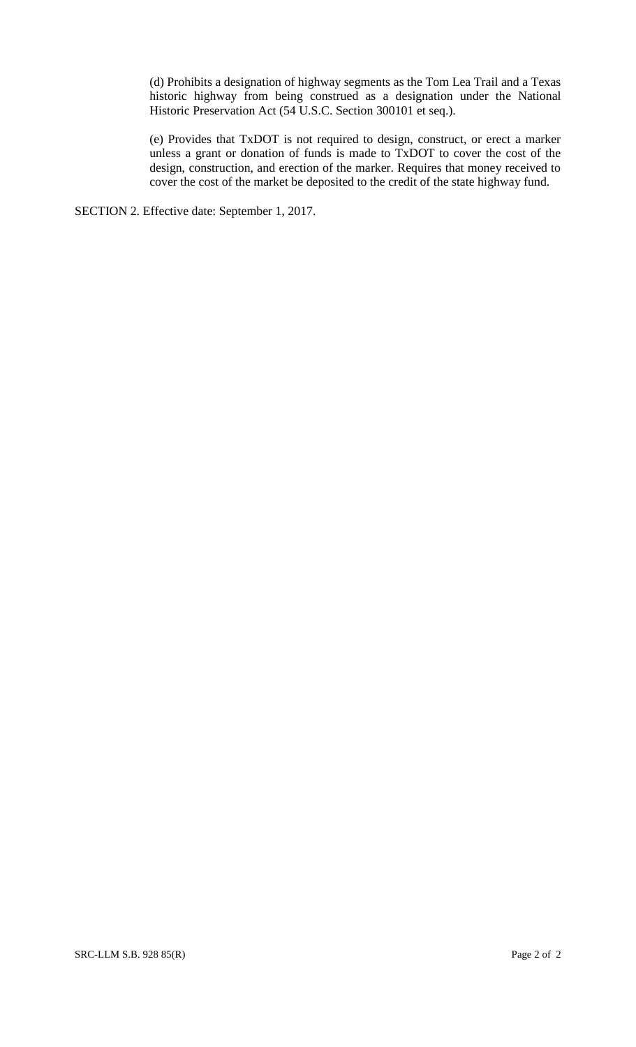(d) Prohibits a designation of highway segments as the Tom Lea Trail and a Texas historic highway from being construed as a designation under the National Historic Preservation Act (54 U.S.C. Section 300101 et seq.).

(e) Provides that TxDOT is not required to design, construct, or erect a marker unless a grant or donation of funds is made to TxDOT to cover the cost of the design, construction, and erection of the marker. Requires that money received to cover the cost of the market be deposited to the credit of the state highway fund.

SECTION 2. Effective date: September 1, 2017.